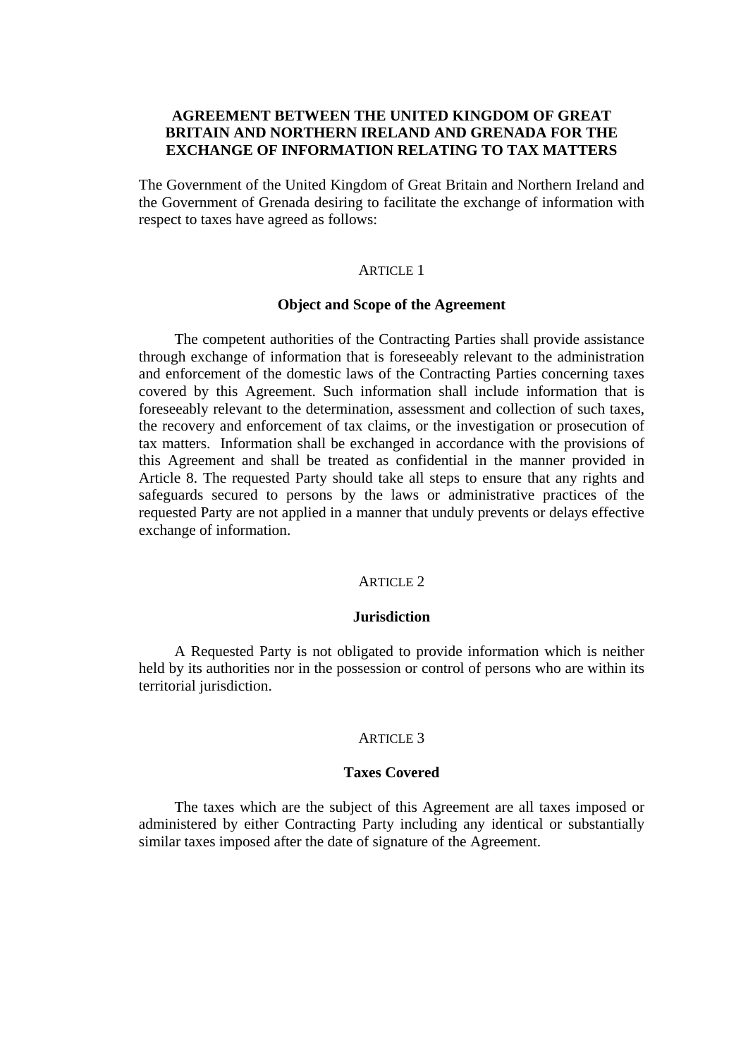# AGREEMENT BETWEEN THE UNITED KINGDOM OF GREAT BRITAIN AND NORTHERN IRELAND AND GRENADA FOR THE EXCHANGE OF INFORMATION RELATING TO TAX MATTERS

The Government of the United Kingdom of Great Britain and Northern Ireland and the Government of Grenada desiring to facilitate the exchange of information with respect to taxes have agreed as follows:

## ARTICLE 1

### Object and Scope of the Agreement

The competent authorities of the Contracting Parties shall provide assistance through exchange of information that is foreseeably relevant to the administration and enforcement of the domestic laws of the Contracting Parties concerning taxes covered by this Agreement. Such information shall include information that is foreseeably relevant to the determination, assessment and collection of such taxes, the recovery and enforcement of tax claims, or the investigation or prosecution of tax matters. Information shall be exchanged in accordance with the provisions of this Agreement and shall be treated as confidential in the manner provided in Article 8. The requested Party should take all steps to ensure that any rights and safeguards secured to persons by the laws or administrative practices of the requested Party are not applied in a manner that unduly prevents or delays effective exchange of information.

## ARTICLE 2

### Jurisdiction

A Requested Party is not obligated to provide information which is neither held by its authorities nor in the possession or control of persons who are within its territorial jurisdiction.

## ARTICLE 3

### Taxes Covered

The taxes which are the subject of this Agreement are all taxes imposed or administered by either Contracting Party including any identical or substantially similar taxes imposed after the date of signature of the Agreement.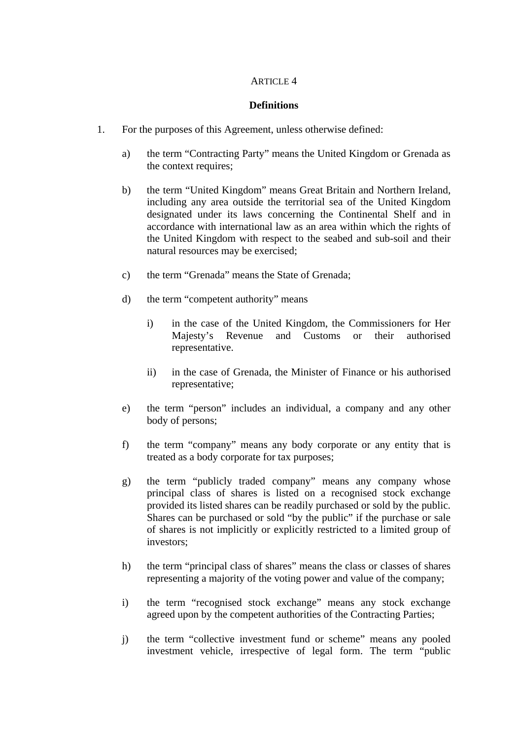ARTICLE 4

**Definitions**

1. For the purposes of this Agreement, unless otherwise defined:

   a) the term "Contracting Party" means the United Kingdom or Grenada as the context requires;

   b) the term "United Kingdom" means Great Britain and Northern Ireland, including any area outside the territorial sea of the United Kingdom designated under its laws concerning the Continental Shelf and in accordance with international law as an area within which the rights of the United Kingdom with respect to the seabed and sub-soil and their natural resources may be exercised;

   c) the term "Grenada" means the State of Grenada;

   d) the term "competent authority" means

      i) in the case of the United Kingdom, the Commissioners for Her Majesty's Revenue and Customs or their authorised representative.

      ii) in the case of Grenada, the Minister of Finance or his authorised representative;

   e) the term "person" includes an individual, a company and any other body of persons;

   f) the term "company" means any body corporate or any entity that is treated as a body corporate for tax purposes;

   g) the term "publicly traded company" means any company whose principal class of shares is listed on a recognised stock exchange provided its listed shares can be readily purchased or sold by the public. Shares can be purchased or sold "by the public" if the purchase or sale of shares is not implicitly or explicitly restricted to a limited group of investors;

   h) the term "principal class of shares" means the class or classes of shares representing a majority of the voting power and value of the company;

   i) the term "recognised stock exchange" means any stock exchange agreed upon by the competent authorities of the Contracting Parties;

   j) the term "collective investment fund or scheme" means any pooled investment vehicle, irrespective of legal form. The term "public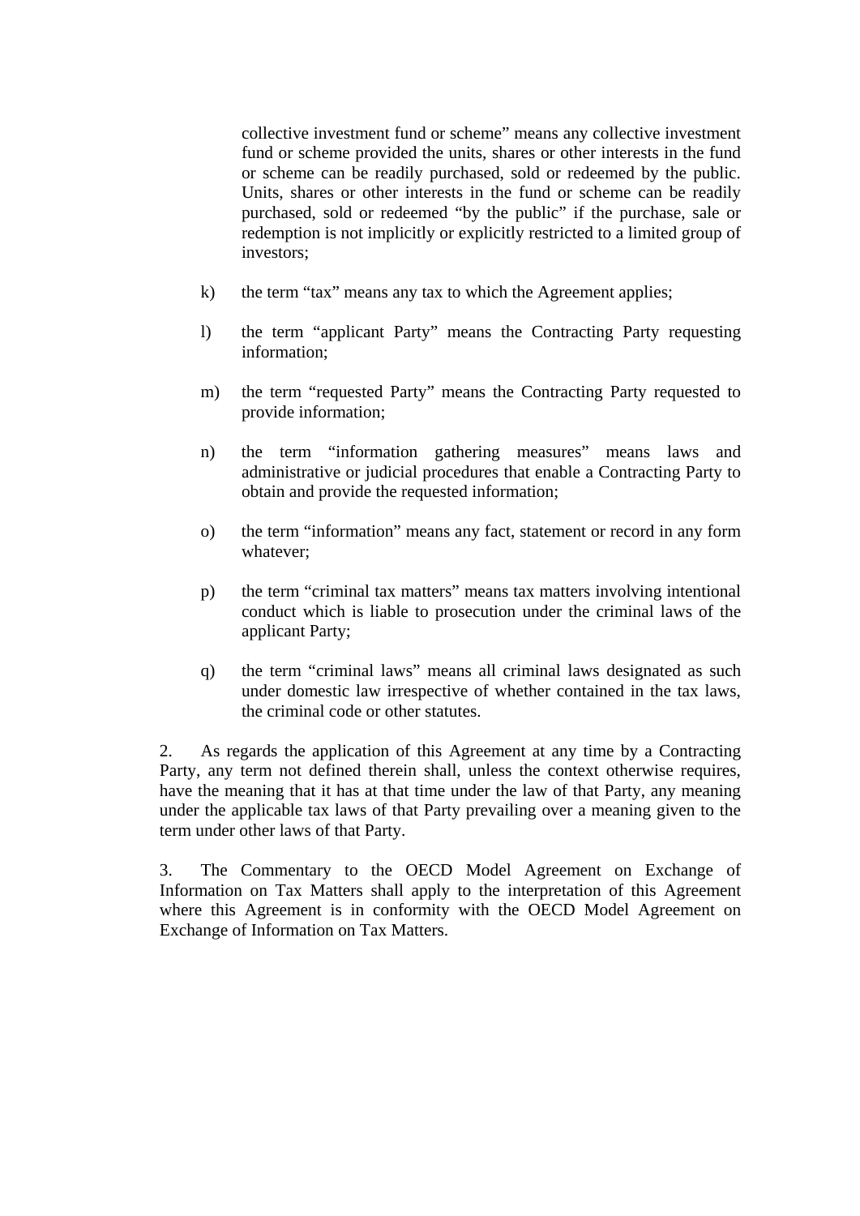collective investment fund or scheme" means any collective investment fund or scheme provided the units, shares or other interests in the fund or scheme can be readily purchased, sold or redeemed by the public. Units, shares or other interests in the fund or scheme can be readily purchased, sold or redeemed "by the public" if the purchase, sale or redemption is not implicitly or explicitly restricted to a limited group of investors;

k) the term "tax" means any tax to which the Agreement applies;

l) the term "applicant Party" means the Contracting Party requesting information;

m) the term "requested Party" means the Contracting Party requested to provide information;

n) the term "information gathering measures" means laws and administrative or judicial procedures that enable a Contracting Party to obtain and provide the requested information;

o) the term "information" means any fact, statement or record in any form whatever;

p) the term "criminal tax matters" means tax matters involving intentional conduct which is liable to prosecution under the criminal laws of the applicant Party;

q) the term "criminal laws" means all criminal laws designated as such under domestic law irrespective of whether contained in the tax laws, the criminal code or other statutes.

2. As regards the application of this Agreement at any time by a Contracting Party, any term not defined therein shall, unless the context otherwise requires, have the meaning that it has at that time under the law of that Party, any meaning under the applicable tax laws of that Party prevailing over a meaning given to the term under other laws of that Party.

3. The Commentary to the OECD Model Agreement on Exchange of Information on Tax Matters shall apply to the interpretation of this Agreement where this Agreement is in conformity with the OECD Model Agreement on Exchange of Information on Tax Matters.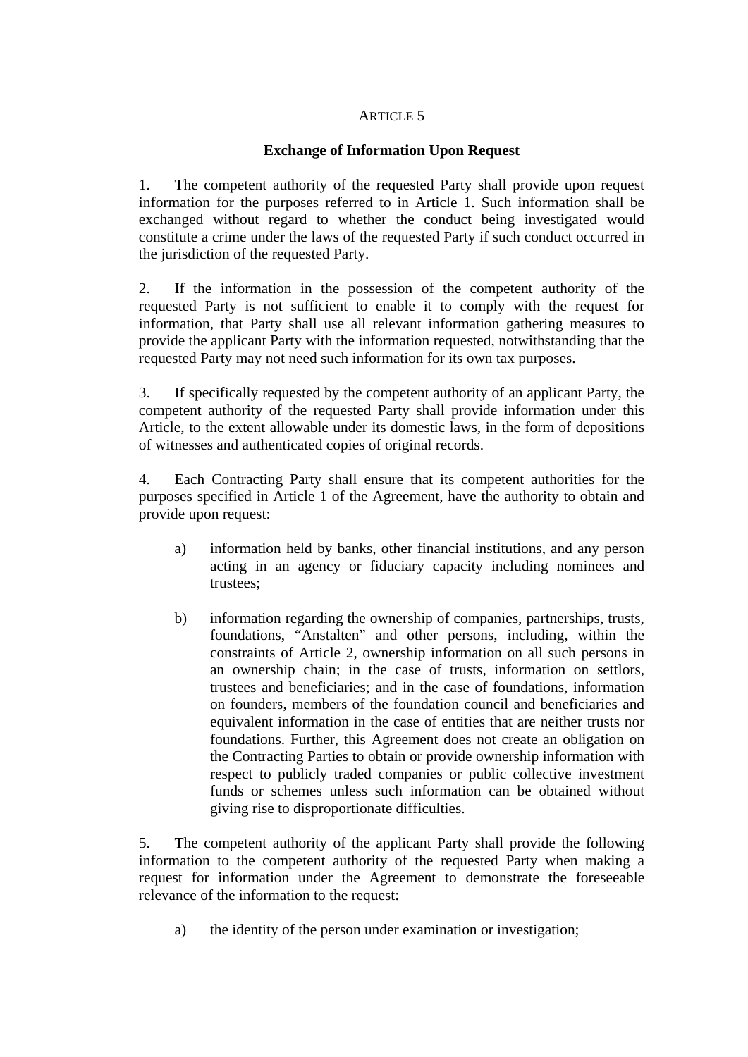ARTICLE 5

**Exchange of Information Upon Request**

1. The competent authority of the requested Party shall provide upon request information for the purposes referred to in Article 1. Such information shall be exchanged without regard to whether the conduct being investigated would constitute a crime under the laws of the requested Party if such conduct occurred in the jurisdiction of the requested Party.

2. If the information in the possession of the competent authority of the requested Party is not sufficient to enable it to comply with the request for information, that Party shall use all relevant information gathering measures to provide the applicant Party with the information requested, notwithstanding that the requested Party may not need such information for its own tax purposes.

3. If specifically requested by the competent authority of an applicant Party, the competent authority of the requested Party shall provide information under this Article, to the extent allowable under its domestic laws, in the form of depositions of witnesses and authenticated copies of original records.

4. Each Contracting Party shall ensure that its competent authorities for the purposes specified in Article 1 of the Agreement, have the authority to obtain and provide upon request:

a) information held by banks, other financial institutions, and any person acting in an agency or fiduciary capacity including nominees and trustees;

b) information regarding the ownership of companies, partnerships, trusts, foundations, "Anstalten" and other persons, including, within the constraints of Article 2, ownership information on all such persons in an ownership chain; in the case of trusts, information on settlors, trustees and beneficiaries; and in the case of foundations, information on founders, members of the foundation council and beneficiaries and equivalent information in the case of entities that are neither trusts nor foundations. Further, this Agreement does not create an obligation on the Contracting Parties to obtain or provide ownership information with respect to publicly traded companies or public collective investment funds or schemes unless such information can be obtained without giving rise to disproportionate difficulties.

5. The competent authority of the applicant Party shall provide the following information to the competent authority of the requested Party when making a request for information under the Agreement to demonstrate the foreseeable relevance of the information to the request:

a) the identity of the person under examination or investigation;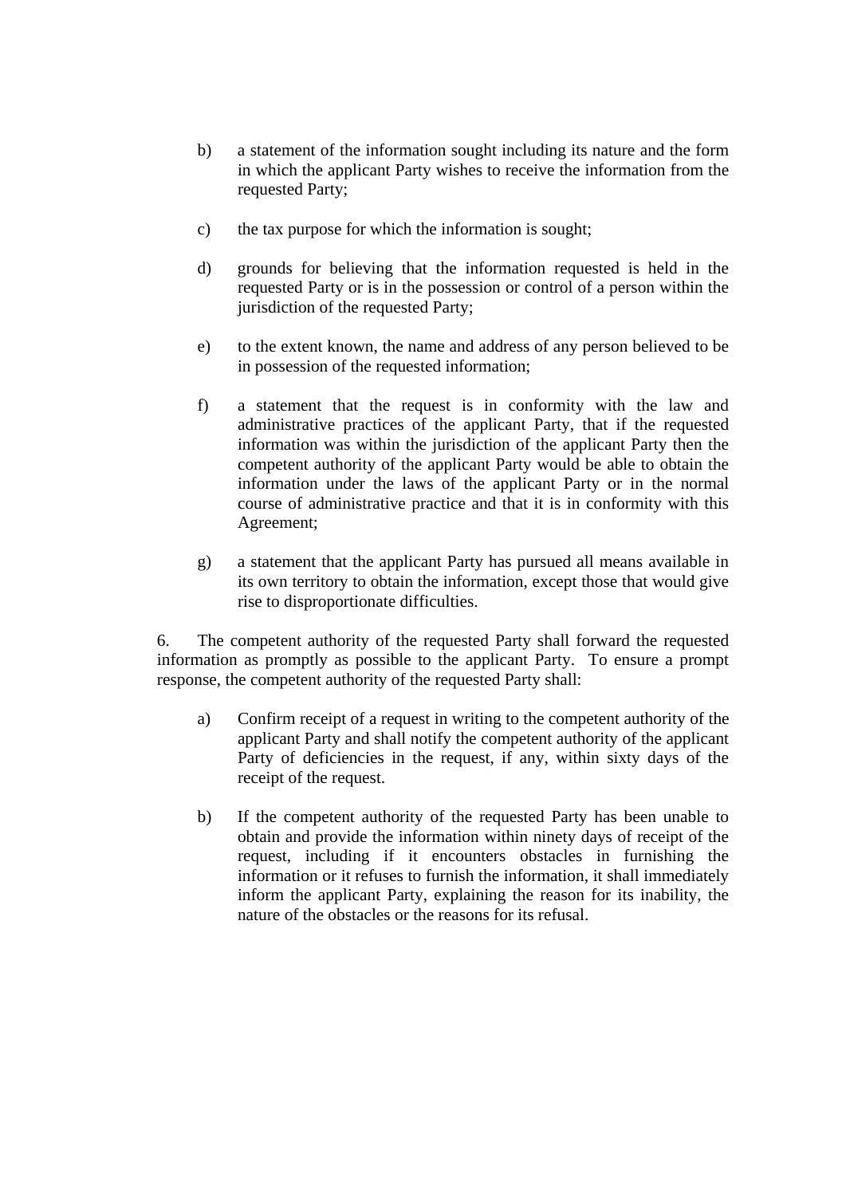b) a statement of the information sought including its nature and the form in which the applicant Party wishes to receive the information from the requested Party;

c) the tax purpose for which the information is sought;

d) grounds for believing that the information requested is held in the requested Party or is in the possession or control of a person within the jurisdiction of the requested Party;

e) to the extent known, the name and address of any person believed to be in possession of the requested information;

f) a statement that the request is in conformity with the law and administrative practices of the applicant Party, that if the requested information was within the jurisdiction of the applicant Party then the competent authority of the applicant Party would be able to obtain the information under the laws of the applicant Party or in the normal course of administrative practice and that it is in conformity with this Agreement;

g) a statement that the applicant Party has pursued all means available in its own territory to obtain the information, except those that would give rise to disproportionate difficulties.

6. The competent authority of the requested Party shall forward the requested information as promptly as possible to the applicant Party. To ensure a prompt response, the competent authority of the requested Party shall:

a) Confirm receipt of a request in writing to the competent authority of the applicant Party and shall notify the competent authority of the applicant Party of deficiencies in the request, if any, within sixty days of the receipt of the request.

b) If the competent authority of the requested Party has been unable to obtain and provide the information within ninety days of receipt of the request, including if it encounters obstacles in furnishing the information or it refuses to furnish the information, it shall immediately inform the applicant Party, explaining the reason for its inability, the nature of the obstacles or the reasons for its refusal.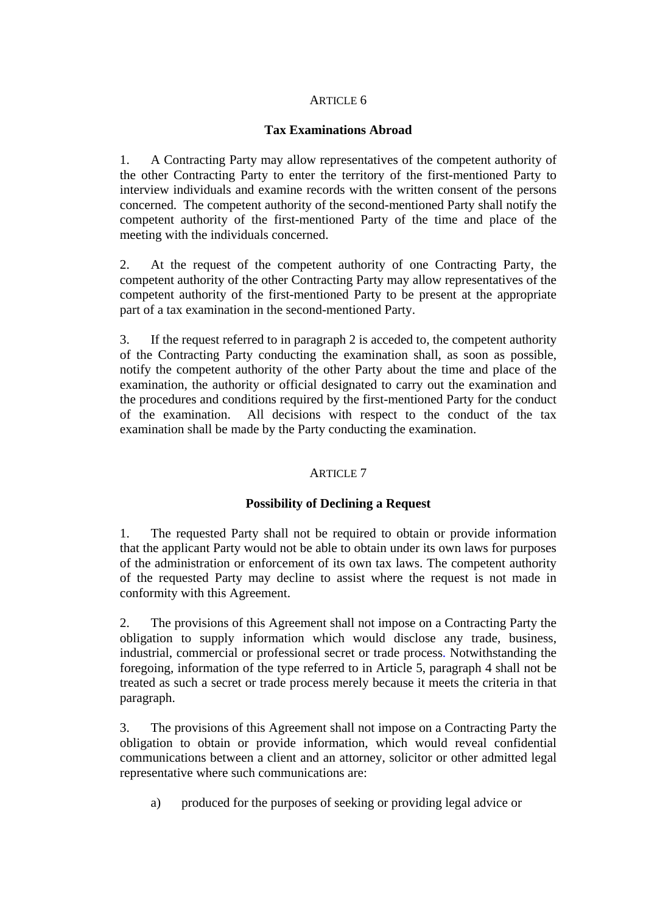ARTICLE 6

**Tax Examinations Abroad**

1. A Contracting Party may allow representatives of the competent authority of the other Contracting Party to enter the territory of the first-mentioned Party to interview individuals and examine records with the written consent of the persons concerned. The competent authority of the second-mentioned Party shall notify the competent authority of the first-mentioned Party of the time and place of the meeting with the individuals concerned.

2. At the request of the competent authority of one Contracting Party, the competent authority of the other Contracting Party may allow representatives of the competent authority of the first-mentioned Party to be present at the appropriate part of a tax examination in the second-mentioned Party.

3. If the request referred to in paragraph 2 is acceded to, the competent authority of the Contracting Party conducting the examination shall, as soon as possible, notify the competent authority of the other Party about the time and place of the examination, the authority or official designated to carry out the examination and the procedures and conditions required by the first-mentioned Party for the conduct of the examination. All decisions with respect to the conduct of the tax examination shall be made by the Party conducting the examination.

ARTICLE 7

**Possibility of Declining a Request**

1. The requested Party shall not be required to obtain or provide information that the applicant Party would not be able to obtain under its own laws for purposes of the administration or enforcement of its own tax laws. The competent authority of the requested Party may decline to assist where the request is not made in conformity with this Agreement.

2. The provisions of this Agreement shall not impose on a Contracting Party the obligation to supply information which would disclose any trade, business, industrial, commercial or professional secret or trade process. Notwithstanding the foregoing, information of the type referred to in Article 5, paragraph 4 shall not be treated as such a secret or trade process merely because it meets the criteria in that paragraph.

3. The provisions of this Agreement shall not impose on a Contracting Party the obligation to obtain or provide information, which would reveal confidential communications between a client and an attorney, solicitor or other admitted legal representative where such communications are:

a) produced for the purposes of seeking or providing legal advice or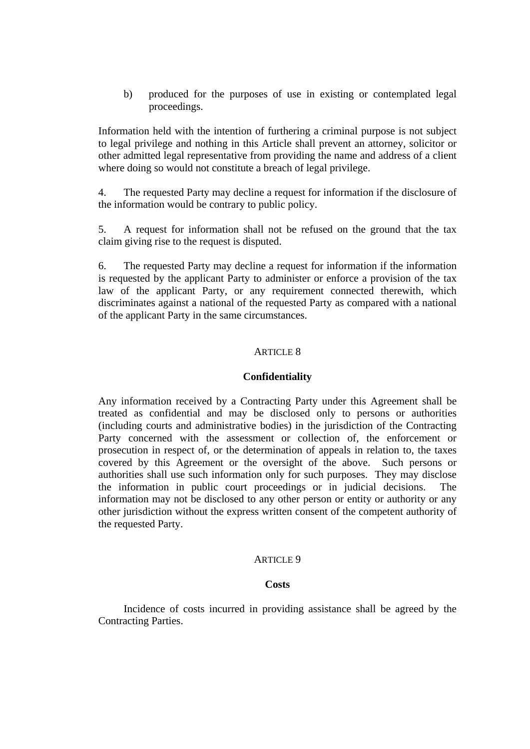b) produced for the purposes of use in existing or contemplated legal proceedings.

Information held with the intention of furthering a criminal purpose is not subject to legal privilege and nothing in this Article shall prevent an attorney, solicitor or other admitted legal representative from providing the name and address of a client where doing so would not constitute a breach of legal privilege.

4. The requested Party may decline a request for information if the disclosure of the information would be contrary to public policy.

5. A request for information shall not be refused on the ground that the tax claim giving rise to the request is disputed.

6. The requested Party may decline a request for information if the information is requested by the applicant Party to administer or enforce a provision of the tax law of the applicant Party, or any requirement connected therewith, which discriminates against a national of the requested Party as compared with a national of the applicant Party in the same circumstances.

## ARTICLE 8

### Confidentiality

Any information received by a Contracting Party under this Agreement shall be treated as confidential and may be disclosed only to persons or authorities (including courts and administrative bodies) in the jurisdiction of the Contracting Party concerned with the assessment or collection of, the enforcement or prosecution in respect of, or the determination of appeals in relation to, the taxes covered by this Agreement or the oversight of the above. Such persons or authorities shall use such information only for such purposes. They may disclose the information in public court proceedings or in judicial decisions. The information may not be disclosed to any other person or entity or authority or any other jurisdiction without the express written consent of the competent authority of the requested Party.

## ARTICLE 9

### Costs

Incidence of costs incurred in providing assistance shall be agreed by the Contracting Parties.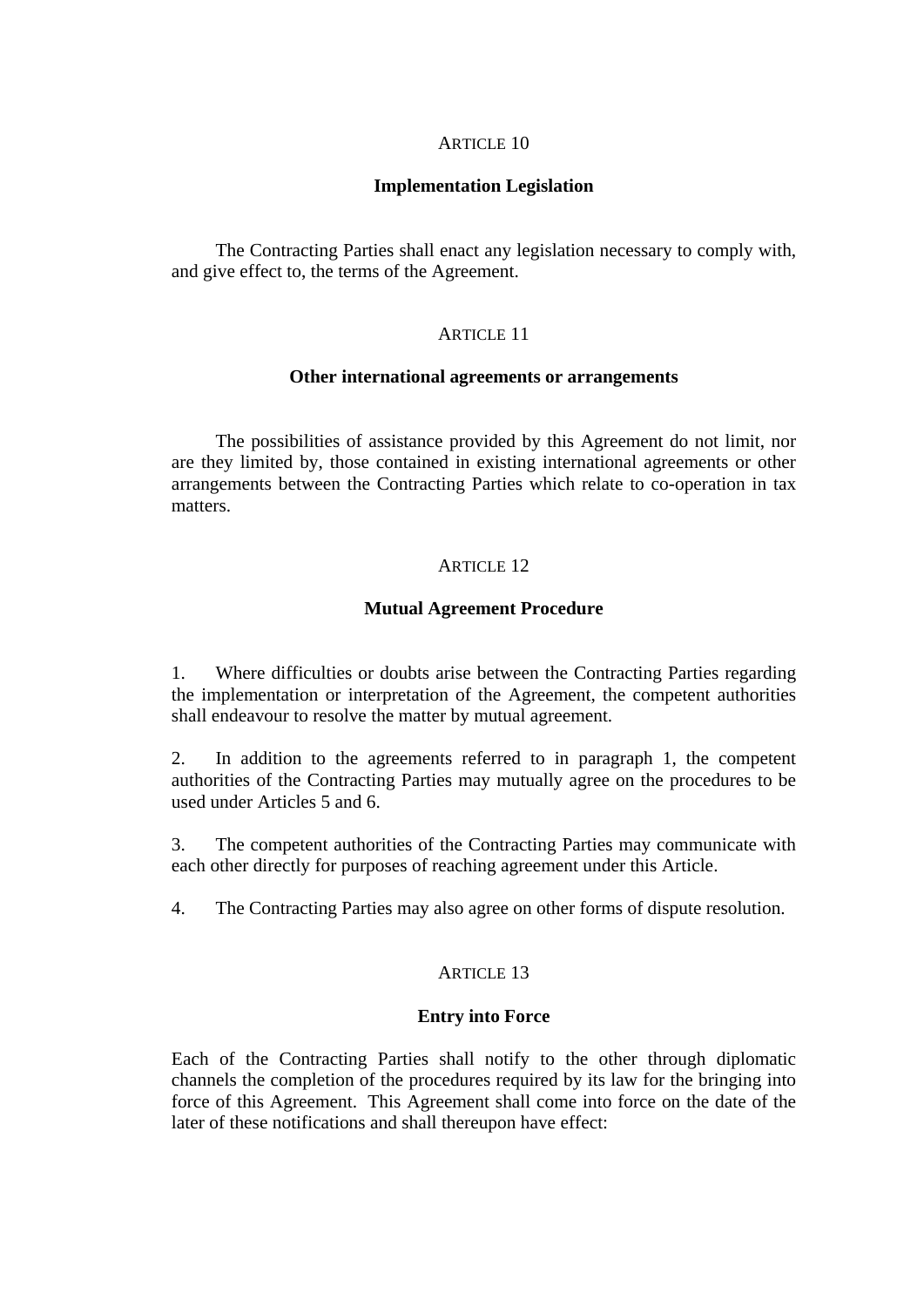ARTICLE 10

**Implementation Legislation**

The Contracting Parties shall enact any legislation necessary to comply with, and give effect to, the terms of the Agreement.

ARTICLE 11

**Other international agreements or arrangements**

The possibilities of assistance provided by this Agreement do not limit, nor are they limited by, those contained in existing international agreements or other arrangements between the Contracting Parties which relate to co-operation in tax matters.

ARTICLE 12

**Mutual Agreement Procedure**

1. Where difficulties or doubts arise between the Contracting Parties regarding the implementation or interpretation of the Agreement, the competent authorities shall endeavour to resolve the matter by mutual agreement.

2. In addition to the agreements referred to in paragraph 1, the competent authorities of the Contracting Parties may mutually agree on the procedures to be used under Articles 5 and 6.

3. The competent authorities of the Contracting Parties may communicate with each other directly for purposes of reaching agreement under this Article.

4. The Contracting Parties may also agree on other forms of dispute resolution.

ARTICLE 13

**Entry into Force**

Each of the Contracting Parties shall notify to the other through diplomatic channels the completion of the procedures required by its law for the bringing into force of this Agreement. This Agreement shall come into force on the date of the later of these notifications and shall thereupon have effect: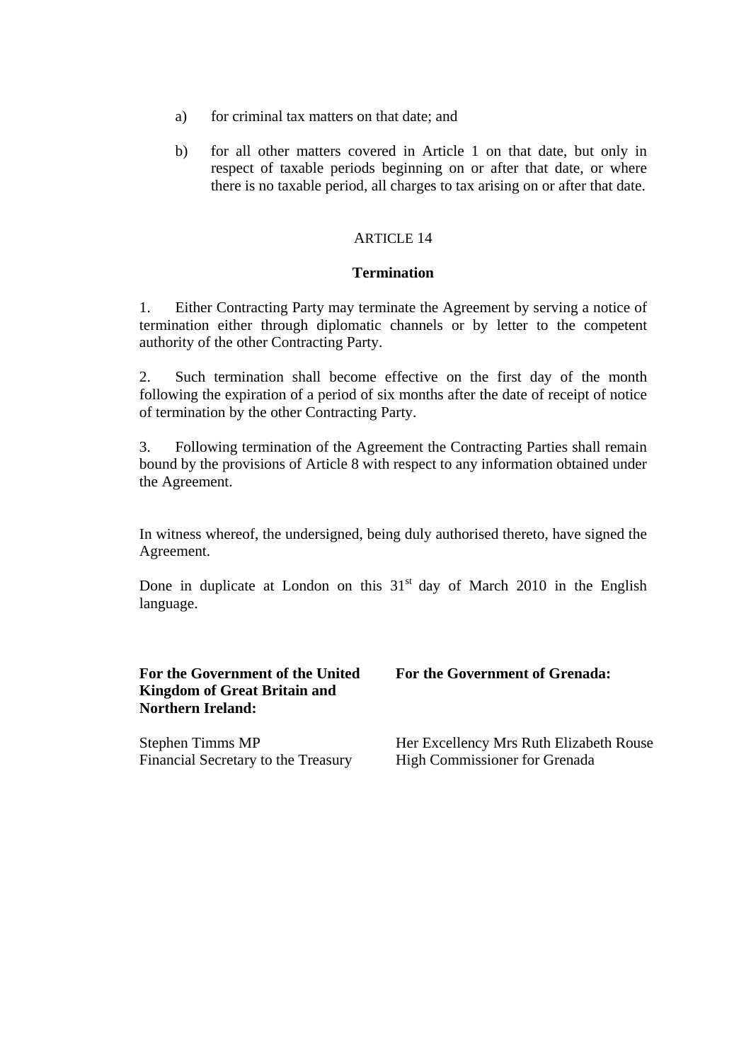a) for criminal tax matters on that date; and

b) for all other matters covered in Article 1 on that date, but only in respect of taxable periods beginning on or after that date, or where there is no taxable period, all charges to tax arising on or after that date.

ARTICLE 14

**Termination**

1. Either Contracting Party may terminate the Agreement by serving a notice of termination either through diplomatic channels or by letter to the competent authority of the other Contracting Party.

2. Such termination shall become effective on the first day of the month following the expiration of a period of six months after the date of receipt of notice of termination by the other Contracting Party.

3. Following termination of the Agreement the Contracting Parties shall remain bound by the provisions of Article 8 with respect to any information obtained under the Agreement.

In witness whereof, the undersigned, being duly authorised thereto, have signed the Agreement.

Done in duplicate at London on this 31st day of March 2010 in the English language.

**For the Government of the United Kingdom of Great Britain and Northern Ireland:**

Stephen Timms MP
Financial Secretary to the Treasury

**For the Government of Grenada:**

Her Excellency Mrs Ruth Elizabeth Rouse
High Commissioner for Grenada